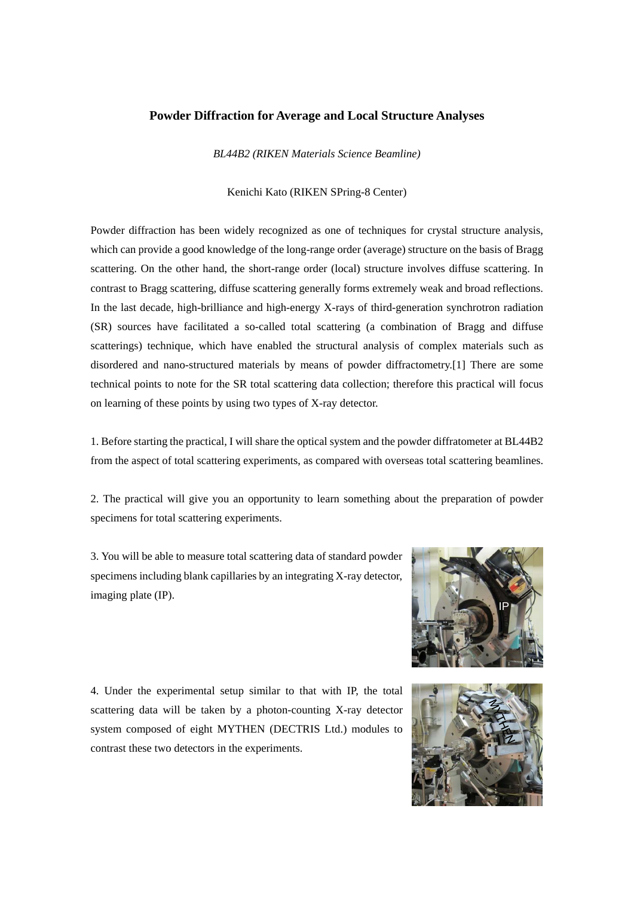# Powder Diffraction for Average and Local Structure Analyses

*BL44B2 (RIKEN Materials Science Beamline)*

Kenichi Kato (RIKEN SPring-8 Center)

Powder diffraction has been widely recognized as one of techniques for crystal structure analysis, which can provide a good knowledge of the long-range order (average) structure on the basis of Bragg scattering. On the other hand, the short-range order (local) structure involves diffuse scattering. In contrast to Bragg scattering, diffuse scattering generally forms extremely weak and broad reflections. In the last decade, high-brilliance and high-energy X-rays of third-generation synchrotron radiation (SR) sources have facilitated a so-called total scattering (a combination of Bragg and diffuse scatterings) technique, which have enabled the structural analysis of complex materials such as disordered and nano-structured materials by means of powder diffractometry.[1] There are some technical points to note for the SR total scattering data collection; therefore this practical will focus on learning of these points by using two types of X-ray detector.

1. Before starting the practical, I will share the optical system and the powder diffratometer at BL44B2 from the aspect of total scattering experiments, as compared with overseas total scattering beamlines.

2. The practical will give you an opportunity to learn something about the preparation of powder specimens for total scattering experiments.

3. You will be able to measure total scattering data of standard powder specimens including blank capillaries by an integrating X-ray detector, imaging plate (IP).

IP

4. Under the experimental setup similar to that with IP, the total scattering data will be taken by a photon-counting X-ray detector system composed of eight MYTHEN (DECTRIS Ltd.) modules to contrast these two detectors in the experiments.

MYTHEN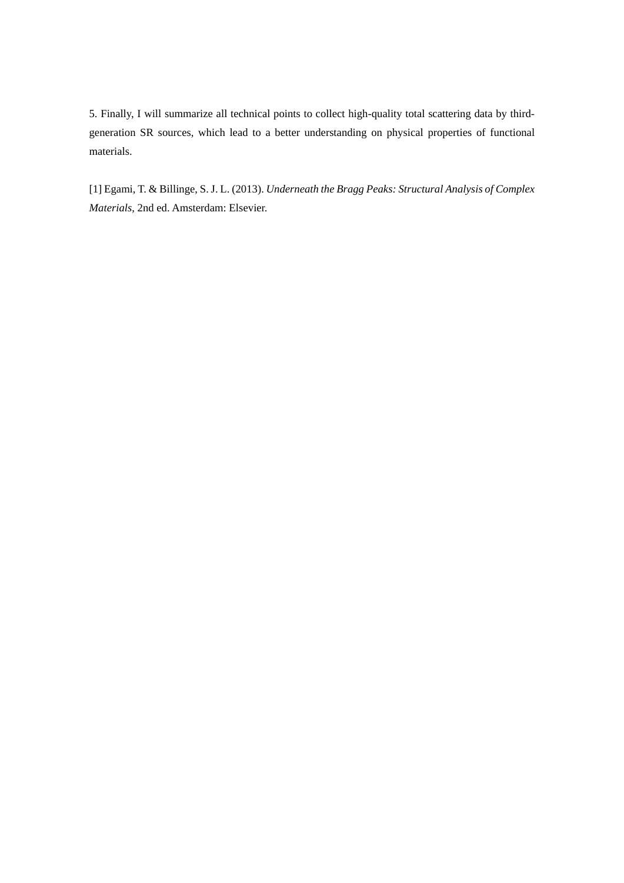5. Finally, I will summarize all technical points to collect high-quality total scattering data by third-generation SR sources, which lead to a better understanding on physical properties of functional materials.

[1] Egami, T. & Billinge, S. J. L. (2013). *Underneath the Bragg Peaks: Structural Analysis of Complex Materials*, 2nd ed. Amsterdam: Elsevier.